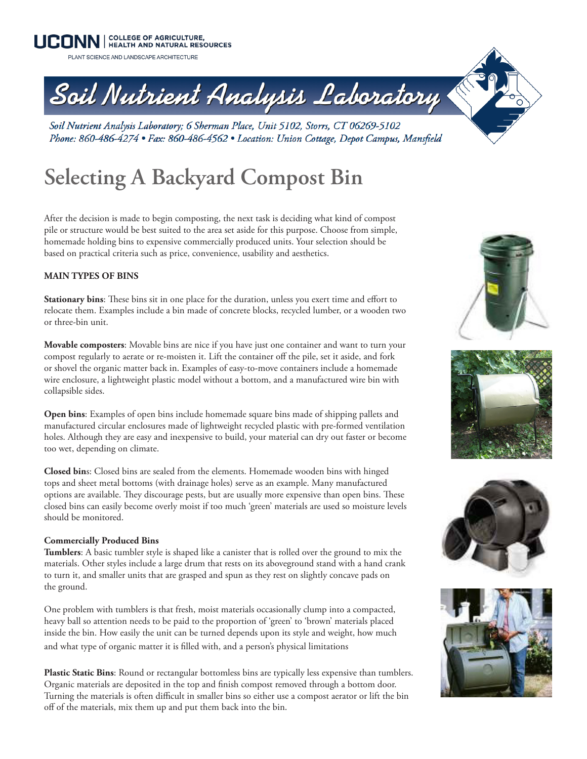UCONN | COLLEGE OF AGRICULTURE, HEALTH AND NATURAL RESOURCES

PLANT SCIENCE AND LANDSCAPE ARCHITECTURE

# Soil Nutrient Analysis Laboratory

*Soil Nutrient Analysis Laboratory; 6 Sherman Place, Unit 5102, Storrs, CT 06269-5102*
*Phone: 860-486-4274 • Fax: 860-486-4562 • Location: Union Cottage, Depot Campus, Mansfield*

# Selecting A Backyard Compost Bin

After the decision is made to begin composting, the next task is deciding what kind of compost pile or structure would be best suited to the area set aside for this purpose. Choose from simple, homemade holding bins to expensive commercially produced units. Your selection should be based on practical criteria such as price, convenience, usability and aesthetics.

**MAIN TYPES OF BINS**

**Stationary bins**: These bins sit in one place for the duration, unless you exert time and effort to relocate them. Examples include a bin made of concrete blocks, recycled lumber, or a wooden two or three-bin unit.

**Movable composters**: Movable bins are nice if you have just one container and want to turn your compost regularly to aerate or re-moisten it. Lift the container off the pile, set it aside, and fork or shovel the organic matter back in. Examples of easy-to-move containers include a homemade wire enclosure, a lightweight plastic model without a bottom, and a manufactured wire bin with collapsible sides.

**Open bins**: Examples of open bins include homemade square bins made of shipping pallets and manufactured circular enclosures made of lightweight recycled plastic with pre-formed ventilation holes. Although they are easy and inexpensive to build, your material can dry out faster or become too wet, depending on climate.

**Closed bins**: Closed bins are sealed from the elements. Homemade wooden bins with hinged tops and sheet metal bottoms (with drainage holes) serve as an example. Many manufactured options are available. They discourage pests, but are usually more expensive than open bins. These closed bins can easily become overly moist if too much 'green' materials are used so moisture levels should be monitored.

**Commercially Produced Bins**

**Tumblers**: A basic tumbler style is shaped like a canister that is rolled over the ground to mix the materials. Other styles include a large drum that rests on its aboveground stand with a hand crank to turn it, and smaller units that are grasped and spun as they rest on slightly concave pads on the ground.

One problem with tumblers is that fresh, moist materials occasionally clump into a compacted, heavy ball so attention needs to be paid to the proportion of 'green' to 'brown' materials placed inside the bin. How easily the unit can be turned depends upon its style and weight, how much and what type of organic matter it is filled with, and a person's physical limitations

**Plastic Static Bins**: Round or rectangular bottomless bins are typically less expensive than tumblers. Organic materials are deposited in the top and finish compost removed through a bottom door. Turning the materials is often difficult in smaller bins so either use a compost aerator or lift the bin off of the materials, mix them up and put them back into the bin.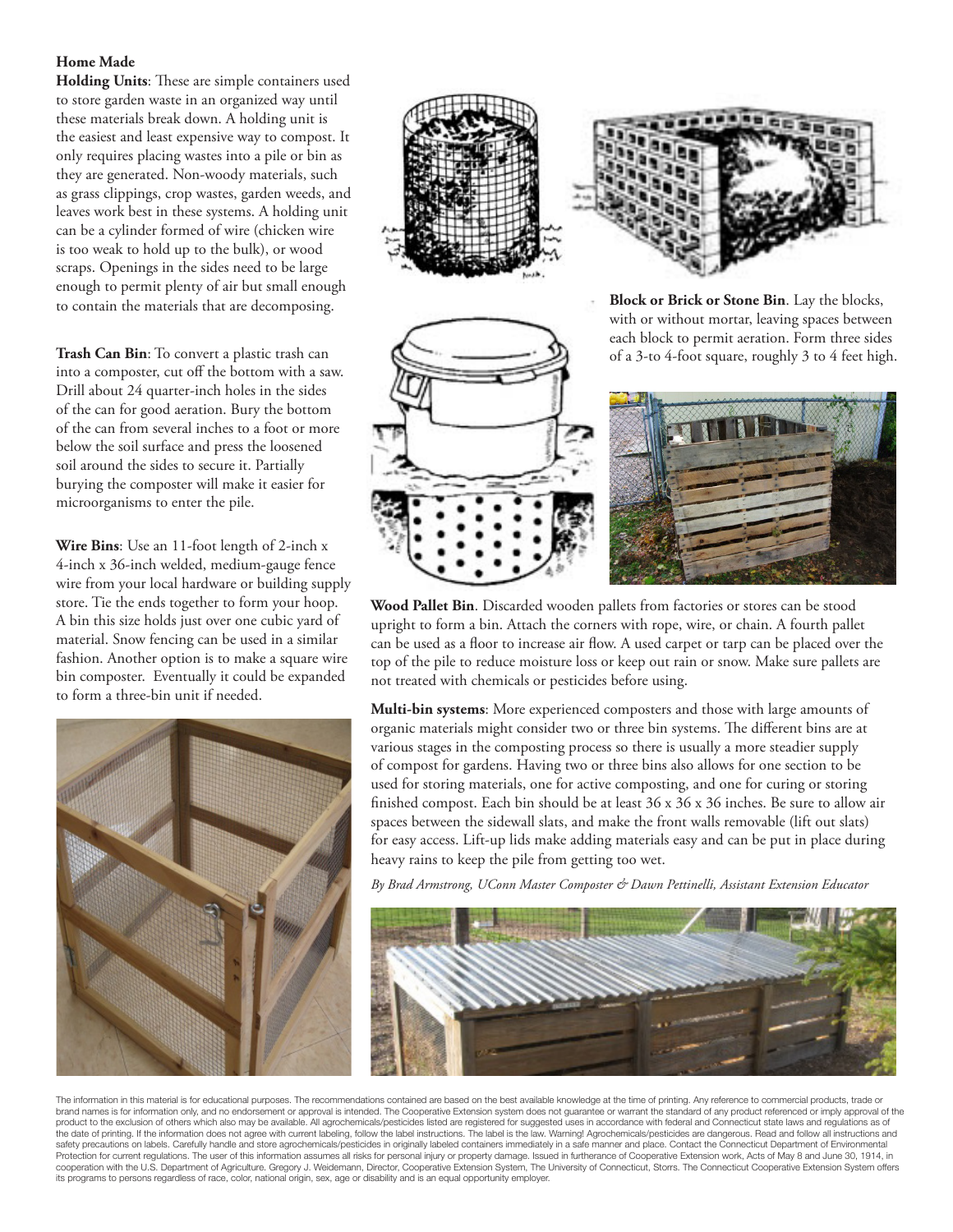**Home Made**

**Holding Units**: These are simple containers used to store garden waste in an organized way until these materials break down. A holding unit is the easiest and least expensive way to compost. It only requires placing wastes into a pile or bin as they are generated. Non-woody materials, such as grass clippings, crop wastes, garden weeds, and leaves work best in these systems. A holding unit can be a cylinder formed of wire (chicken wire is too weak to hold up to the bulk), or wood scraps. Openings in the sides need to be large enough to permit plenty of air but small enough to contain the materials that are decomposing.

**Trash Can Bin**: To convert a plastic trash can into a composter, cut off the bottom with a saw. Drill about 24 quarter-inch holes in the sides of the can for good aeration. Bury the bottom of the can from several inches to a foot or more below the soil surface and press the loosened soil around the sides to secure it. Partially burying the composter will make it easier for microorganisms to enter the pile.

**Wire Bins**: Use an 11-foot length of 2-inch x 4-inch x 36-inch welded, medium-gauge fence wire from your local hardware or building supply store. Tie the ends together to form your hoop. A bin this size holds just over one cubic yard of material. Snow fencing can be used in a similar fashion. Another option is to make a square wire bin composter. Eventually it could be expanded to form a three-bin unit if needed.

**Block or Brick or Stone Bin**. Lay the blocks, with or without mortar, leaving spaces between each block to permit aeration. Form three sides of a 3-to 4-foot square, roughly 3 to 4 feet high.

**Wood Pallet Bin**. Discarded wooden pallets from factories or stores can be stood upright to form a bin. Attach the corners with rope, wire, or chain. A fourth pallet can be used as a floor to increase air flow. A used carpet or tarp can be placed over the top of the pile to reduce moisture loss or keep out rain or snow. Make sure pallets are not treated with chemicals or pesticides before using.

**Multi-bin systems**: More experienced composters and those with large amounts of organic materials might consider two or three bin systems. The different bins are at various stages in the composting process so there is usually a more steadier supply of compost for gardens. Having two or three bins also allows for one section to be used for storing materials, one for active composting, and one for curing or storing finished compost. Each bin should be at least 36 x 36 x 36 inches. Be sure to allow air spaces between the sidewall slats, and make the front walls removable (lift out slats) for easy access. Lift-up lids make adding materials easy and can be put in place during heavy rains to keep the pile from getting too wet.

*By Brad Armstrong, UConn Master Composter & Dawn Pettinelli, Assistant Extension Educator*

The information in this material is for educational purposes. The recommendations contained are based on the best available knowledge at the time of printing. Any reference to commercial products, trade or brand names is for information only, and no endorsement or approval is intended. The Cooperative Extension system does not guarantee or warrant the standard of any product referenced or imply approval of the product to the exclusion of others which also may be available. All agrochemicals/pesticides listed are registered for suggested uses in accordance with federal and Connecticut state laws and regulations as of the date of printing. If the information does not agree with current labeling, follow the label instructions. The label is the law. Warning! Agrochemicals/pesticides are dangerous. Read and follow all instructions and safety precautions on labels. Carefully handle and store agrochemicals/pesticides in originally labeled containers immediately in a safe manner and place. Contact the Connecticut Department of Environmental Protection for current regulations. The user of this information assumes all risks for personal injury or property damage. Issued in furtherance of Cooperative Extension work, Acts of May 8 and June 30, 1914, in cooperation with the U.S. Department of Agriculture. Gregory J. Weidemann, Director, Cooperative Extension System, The University of Connecticut, Storrs. The Connecticut Cooperative Extension System offers its programs to persons regardless of race, color, national origin, sex, age or disability and is an equal opportunity employer.